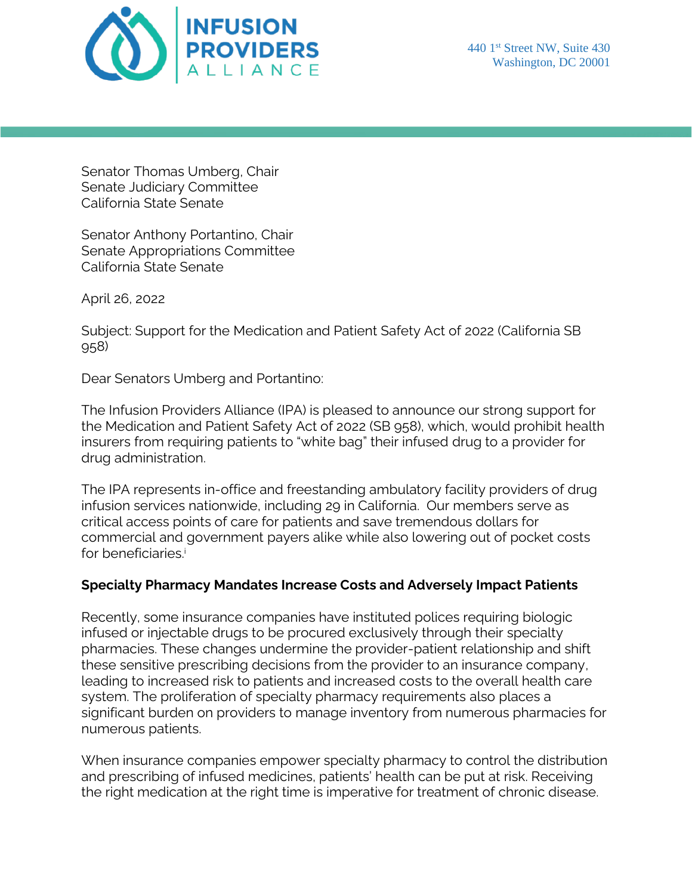INFUSION PROVIDERS ALLIANCE

440 1st Street NW, Suite 430
Washington, DC 20001

Senator Thomas Umberg, Chair
Senate Judiciary Committee
California State Senate

Senator Anthony Portantino, Chair
Senate Appropriations Committee
California State Senate

April 26, 2022

Subject: Support for the Medication and Patient Safety Act of 2022 (California SB 958)

Dear Senators Umberg and Portantino:

The Infusion Providers Alliance (IPA) is pleased to announce our strong support for the Medication and Patient Safety Act of 2022 (SB 958), which, would prohibit health insurers from requiring patients to "white bag" their infused drug to a provider for drug administration.

The IPA represents in-office and freestanding ambulatory facility providers of drug infusion services nationwide, including 29 in California. Our members serve as critical access points of care for patients and save tremendous dollars for commercial and government payers alike while also lowering out of pocket costs for beneficiaries.[i]

**Specialty Pharmacy Mandates Increase Costs and Adversely Impact Patients**

Recently, some insurance companies have instituted polices requiring biologic infused or injectable drugs to be procured exclusively through their specialty pharmacies. These changes undermine the provider-patient relationship and shift these sensitive prescribing decisions from the provider to an insurance company, leading to increased risk to patients and increased costs to the overall health care system. The proliferation of specialty pharmacy requirements also places a significant burden on providers to manage inventory from numerous pharmacies for numerous patients.

When insurance companies empower specialty pharmacy to control the distribution and prescribing of infused medicines, patients' health can be put at risk. Receiving the right medication at the right time is imperative for treatment of chronic disease.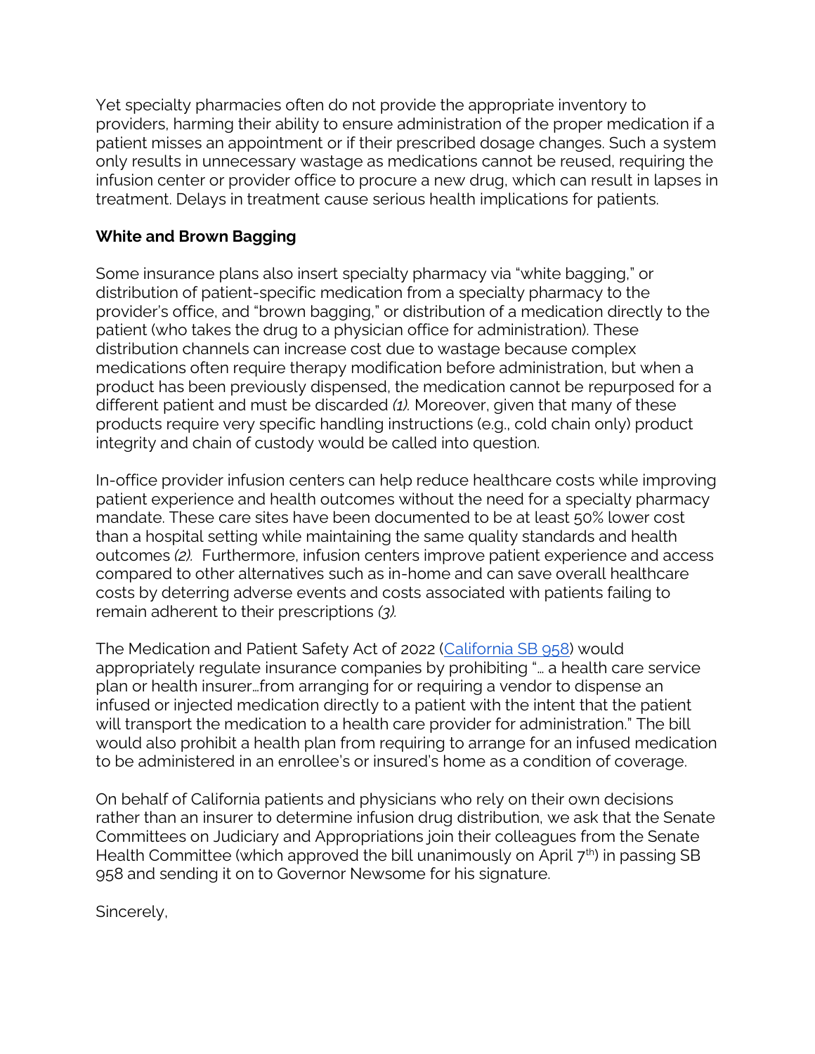Yet specialty pharmacies often do not provide the appropriate inventory to providers, harming their ability to ensure administration of the proper medication if a patient misses an appointment or if their prescribed dosage changes. Such a system only results in unnecessary wastage as medications cannot be reused, requiring the infusion center or provider office to procure a new drug, which can result in lapses in treatment. Delays in treatment cause serious health implications for patients.

**White and Brown Bagging**

Some insurance plans also insert specialty pharmacy via "white bagging," or distribution of patient-specific medication from a specialty pharmacy to the provider's office, and "brown bagging," or distribution of a medication directly to the patient (who takes the drug to a physician office for administration). These distribution channels can increase cost due to wastage because complex medications often require therapy modification before administration, but when a product has been previously dispensed, the medication cannot be repurposed for a different patient and must be discarded *(1).* Moreover, given that many of these products require very specific handling instructions (e.g., cold chain only) product integrity and chain of custody would be called into question.

In-office provider infusion centers can help reduce healthcare costs while improving patient experience and health outcomes without the need for a specialty pharmacy mandate. These care sites have been documented to be at least 50% lower cost than a hospital setting while maintaining the same quality standards and health outcomes *(2).* Furthermore, infusion centers improve patient experience and access compared to other alternatives such as in-home and can save overall healthcare costs by deterring adverse events and costs associated with patients failing to remain adherent to their prescriptions *(3).*

The Medication and Patient Safety Act of 2022 (California SB 958) would appropriately regulate insurance companies by prohibiting "… a health care service plan or health insurer…from arranging for or requiring a vendor to dispense an infused or injected medication directly to a patient with the intent that the patient will transport the medication to a health care provider for administration." The bill would also prohibit a health plan from requiring to arrange for an infused medication to be administered in an enrollee's or insured's home as a condition of coverage.

On behalf of California patients and physicians who rely on their own decisions rather than an insurer to determine infusion drug distribution, we ask that the Senate Committees on Judiciary and Appropriations join their colleagues from the Senate Health Committee (which approved the bill unanimously on April 7th) in passing SB 958 and sending it on to Governor Newsome for his signature.

Sincerely,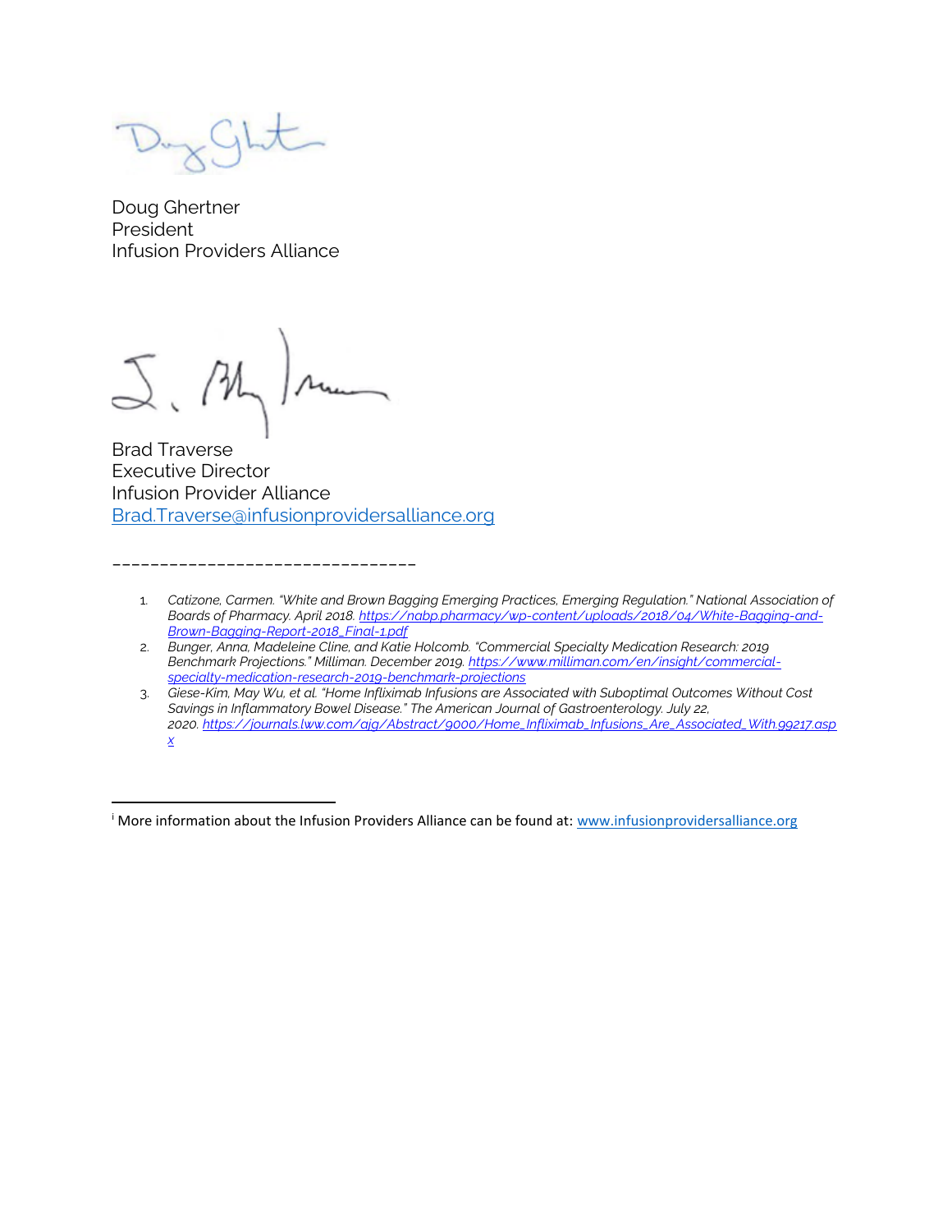Doug Ghertner
President
Infusion Providers Alliance

Brad Traverse
Executive Director
Infusion Provider Alliance
[Brad.Traverse@infusionprovidersalliance.org](mailto:Brad.Traverse@infusionprovidersalliance.org)

_______________________________

1. *Catizone, Carmen. "White and Brown Bagging Emerging Practices, Emerging Regulation." National Association of Boards of Pharmacy. April 2018. [https://nabp.pharmacy/wp-content/uploads/2018/04/White-Bagging-and-Brown-Bagging-Report-2018_Final-1.pdf](https://nabp.pharmacy/wp-content/uploads/2018/04/White-Bagging-and-Brown-Bagging-Report-2018_Final-1.pdf)*
2. *Bunger, Anna, Madeleine Cline, and Katie Holcomb. "Commercial Specialty Medication Research: 2019 Benchmark Projections." Milliman. December 2019. [https://www.milliman.com/en/insight/commercial-specialty-medication-research-2019-benchmark-projections](https://www.milliman.com/en/insight/commercial-specialty-medication-research-2019-benchmark-projections)*
3. *Giese-Kim, May Wu, et al. "Home Infliximab Infusions are Associated with Suboptimal Outcomes Without Cost Savings in Inflammatory Bowel Disease." The American Journal of Gastroenterology. July 22, 2020. [https://journals.lww.com/ajg/Abstract/9000/Home_Infliximab_Infusions_Are_Associated_With.99217.aspx](https://journals.lww.com/ajg/Abstract/9000/Home_Infliximab_Infusions_Are_Associated_With.99217.aspx)*

---

[i] More information about the Infusion Providers Alliance can be found at: [www.infusionprovidersalliance.org](http://www.infusionprovidersalliance.org)